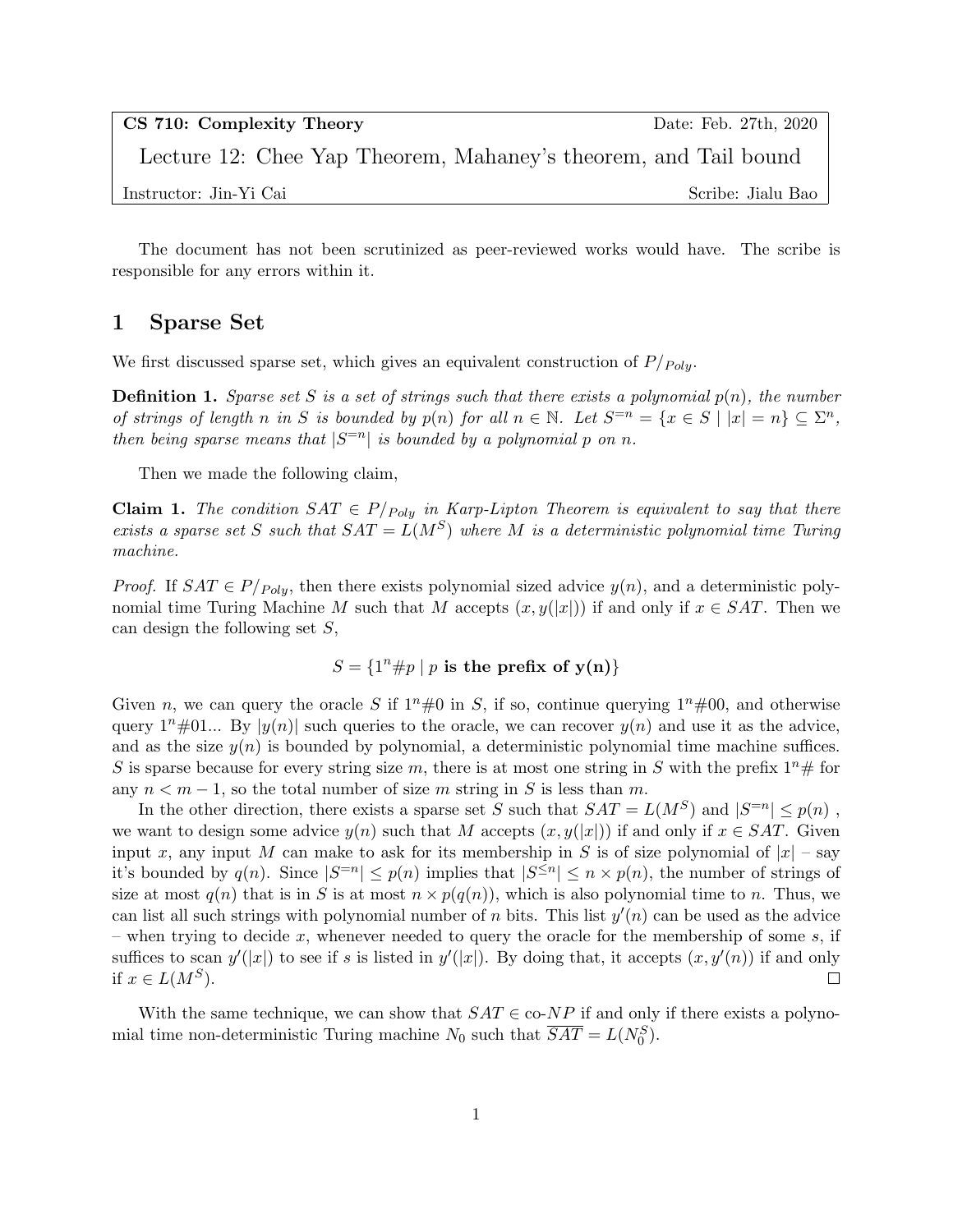**CS 710: Complexity Theory** Date: Feb. 27th, 2020

Lecture 12: Chee Yap Theorem, Mahaney's theorem, and Tail bound

Instructor: Jin-Yi Cai Scribe: Jialu Bao

The document has not been scrutinized as peer-reviewed works would have. The scribe is responsible for any errors within it.

# 1 Sparse Set

We first discussed sparse set, which gives an equivalent construction of $P/_{Poly}$.

**Definition 1.** *Sparse set $S$ is a set of strings such that there exists a polynomial $p(n)$, the number of strings of length $n$ in $S$ is bounded by $p(n)$ for all $n \in \mathbb{N}$. Let $S^{=n} = \{x \in S \mid |x| = n\} \subseteq \Sigma^n$, then being sparse means that $|S^{=n}|$ is bounded by a polynomial $p$ on $n$.*

Then we made the following claim,

**Claim 1.** *The condition $SAT \in P/_{Poly}$ in Karp-Lipton Theorem is equivalent to say that there exists a sparse set $S$ such that $SAT = L(M^S)$ where $M$ is a deterministic polynomial time Turing machine.*

*Proof.* If $SAT \in P/_{Poly}$, then there exists polynomial sized advice $y(n)$, and a deterministic polynomial time Turing Machine $M$ such that $M$ accepts $(x, y(|x|))$ if and only if $x \in SAT$. Then we can design the following set $S$,

$$S = \{1^n\#p \mid p \textbf{ is the prefix of y(n)}\}$$

Given $n$, we can query the oracle $S$ if $1^n\#0$ in $S$, if so, continue querying $1^n\#00$, and otherwise query $1^n\#01$... By $|y(n)|$ such queries to the oracle, we can recover $y(n)$ and use it as the advice, and as the size $y(n)$ is bounded by polynomial, a deterministic polynomial time machine suffices. $S$ is sparse because for every string size $m$, there is at most one string in $S$ with the prefix $1^n\#$ for any $n < m - 1$, so the total number of size $m$ string in $S$ is less than $m$.

In the other direction, there exists a sparse set $S$ such that $SAT = L(M^S)$ and $|S^{=n}| \leq p(n)$, we want to design some advice $y(n)$ such that $M$ accepts $(x, y(|x|))$ if and only if $x \in SAT$. Given input $x$, any input $M$ can make to ask for its membership in $S$ is of size polynomial of $|x|$ – say it's bounded by $q(n)$. Since $|S^{=n}| \leq p(n)$ implies that $|S^{\leq n}| \leq n \times p(n)$, the number of strings of size at most $q(n)$ that is in $S$ is at most $n \times p(q(n))$, which is also polynomial time to $n$. Thus, we can list all such strings with polynomial number of $n$ bits. This list $y'(n)$ can be used as the advice – when trying to decide $x$, whenever needed to query the oracle for the membership of some $s$, if suffices to scan $y'(|x|)$ to see if $s$ is listed in $y'(|x|)$. By doing that, it accepts $(x, y'(n))$ if and only if $x \in L(M^S)$. □

With the same technique, we can show that $SAT \in$ co-$NP$ if and only if there exists a polynomial time non-deterministic Turing machine $N_0$ such that $\overline{SAT} = L(N_0^S)$.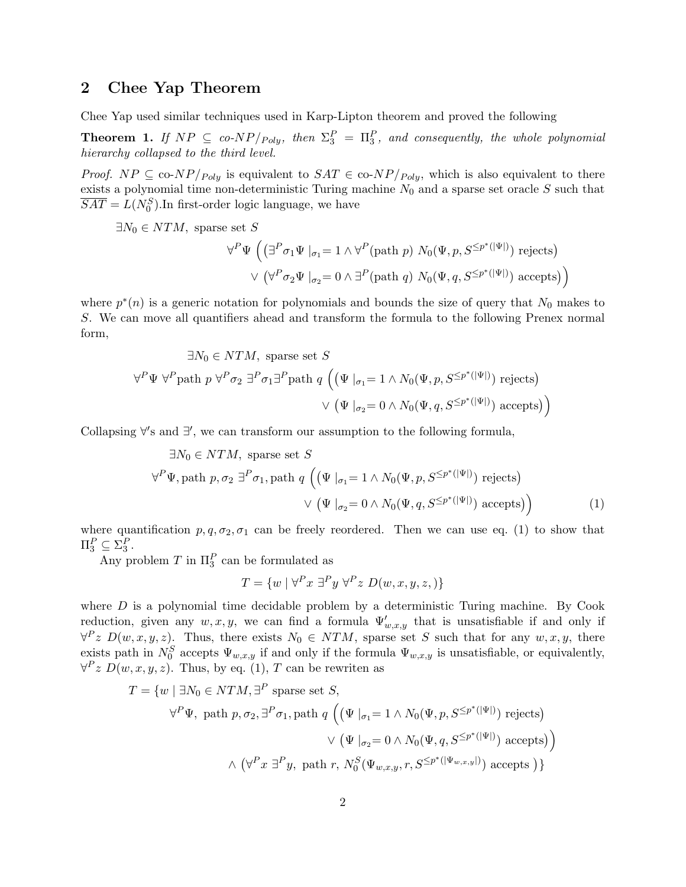## 2 Chee Yap Theorem

Chee Yap used similar techniques used in Karp-Lipton theorem and proved the following

**Theorem 1.** *If $NP \subseteq$ co-$NP/_{Poly}$, then $\Sigma_3^P = \Pi_3^P$, and consequently, the whole polynomial hierarchy collapsed to the third level.*

*Proof.* $NP \subseteq$ co-$NP/_{Poly}$ is equivalent to $SAT \in$ co-$NP/_{Poly}$, which is also equivalent to there exists a polynomial time non-deterministic Turing machine $N_0$ and a sparse set oracle $S$ such that $\overline{SAT} = L(N_0^S)$.In first-order logic language, we have

$$\begin{aligned}
&\exists N_0 \in NTM, \text{ sparse set } S \\
&\qquad \forall^P \Psi \Big( \big(\exists^P \sigma_1 \Psi \mid_{\sigma_1} = 1 \land \forall^P (\text{path } p)\ N_0(\Psi, p, S^{\leq p^*(|\Psi|)}) \text{ rejects}\big) \\
&\qquad\qquad \lor \big(\forall^P \sigma_2 \Psi \mid_{\sigma_2} = 0 \land \exists^P (\text{path } q)\ N_0(\Psi, q, S^{\leq p^*(|\Psi|)}) \text{ accepts}\big)\Big)
\end{aligned}$$

where $p^*(n)$ is a generic notation for polynomials and bounds the size of query that $N_0$ makes to $S$. We can move all quantifiers ahead and transform the formula to the following Prenex normal form,

$$\begin{aligned}
&\exists N_0 \in NTM, \text{ sparse set } S \\
&\forall^P \Psi\ \forall^P \text{path } p\ \forall^P \sigma_2\ \exists^P \sigma_1 \exists^P \text{path } q\ \Big( \big(\Psi \mid_{\sigma_1} = 1 \land N_0(\Psi, p, S^{\leq p^*(|\Psi|)}) \text{ rejects}\big) \\
&\qquad\qquad \lor \big(\Psi \mid_{\sigma_2} = 0 \land N_0(\Psi, q, S^{\leq p^*(|\Psi|)}) \text{ accepts}\big)\Big)
\end{aligned}$$

Collapsing $\forall'$s and $\exists'$, we can transform our assumption to the following formula,

$$\begin{aligned}
&\exists N_0 \in NTM, \text{ sparse set } S \\
&\forall^P \Psi, \text{path } p, \sigma_2\ \exists^P \sigma_1, \text{path } q\ \Big( \big(\Psi \mid_{\sigma_1} = 1 \land N_0(\Psi, p, S^{\leq p^*(|\Psi|)}) \text{ rejects}\big) \\
&\qquad\qquad \lor \big(\Psi \mid_{\sigma_2} = 0 \land N_0(\Psi, q, S^{\leq p^*(|\Psi|)}) \text{ accepts}\big)\Big) \qquad (1)
\end{aligned}$$

where quantification $p, q, \sigma_2, \sigma_1$ can be freely reordered. Then we can use eq. (1) to show that $\Pi_3^P \subseteq \Sigma_3^P$.

Any problem $T$ in $\Pi_3^P$ can be formulated as

$$T = \{w \mid \forall^P x\ \exists^P y\ \forall^P z\ D(w, x, y, z,)\}$$

where $D$ is a polynomial time decidable problem by a deterministic Turing machine. By Cook reduction, given any $w, x, y$, we can find a formula $\Psi'_{w,x,y}$ that is unsatisfiable if and only if $\forall^P z\ D(w, x, y, z)$. Thus, there exists $N_0 \in NTM$, sparse set $S$ such that for any $w, x, y$, there exists path in $N_0^S$ accepts $\Psi_{w,x,y}$ if and only if the formula $\Psi_{w,x,y}$ is unsatisfiable, or equivalently, $\forall^P z\ D(w, x, y, z)$. Thus, by eq. (1), $T$ can be rewriten as

$$\begin{aligned}
T = \{w \mid\ &\exists N_0 \in NTM, \exists^P \text{ sparse set } S, \\
&\forall^P \Psi, \text{ path } p, \sigma_2, \exists^P \sigma_1, \text{path } q\ \Big( \big(\Psi \mid_{\sigma_1} = 1 \land N_0(\Psi, p, S^{\leq p^*(|\Psi|)}) \text{ rejects}\big) \\
&\qquad\qquad \lor \big(\Psi \mid_{\sigma_2} = 0 \land N_0(\Psi, q, S^{\leq p^*(|\Psi|)}) \text{ accepts}\big)\Big) \\
&\qquad \land \big(\forall^P x\ \exists^P y, \text{ path } r,\ N_0^S(\Psi_{w,x,y}, r, S^{\leq p^*(|\Psi_{w,x,y}|)}) \text{ accepts }\big)\}
\end{aligned}$$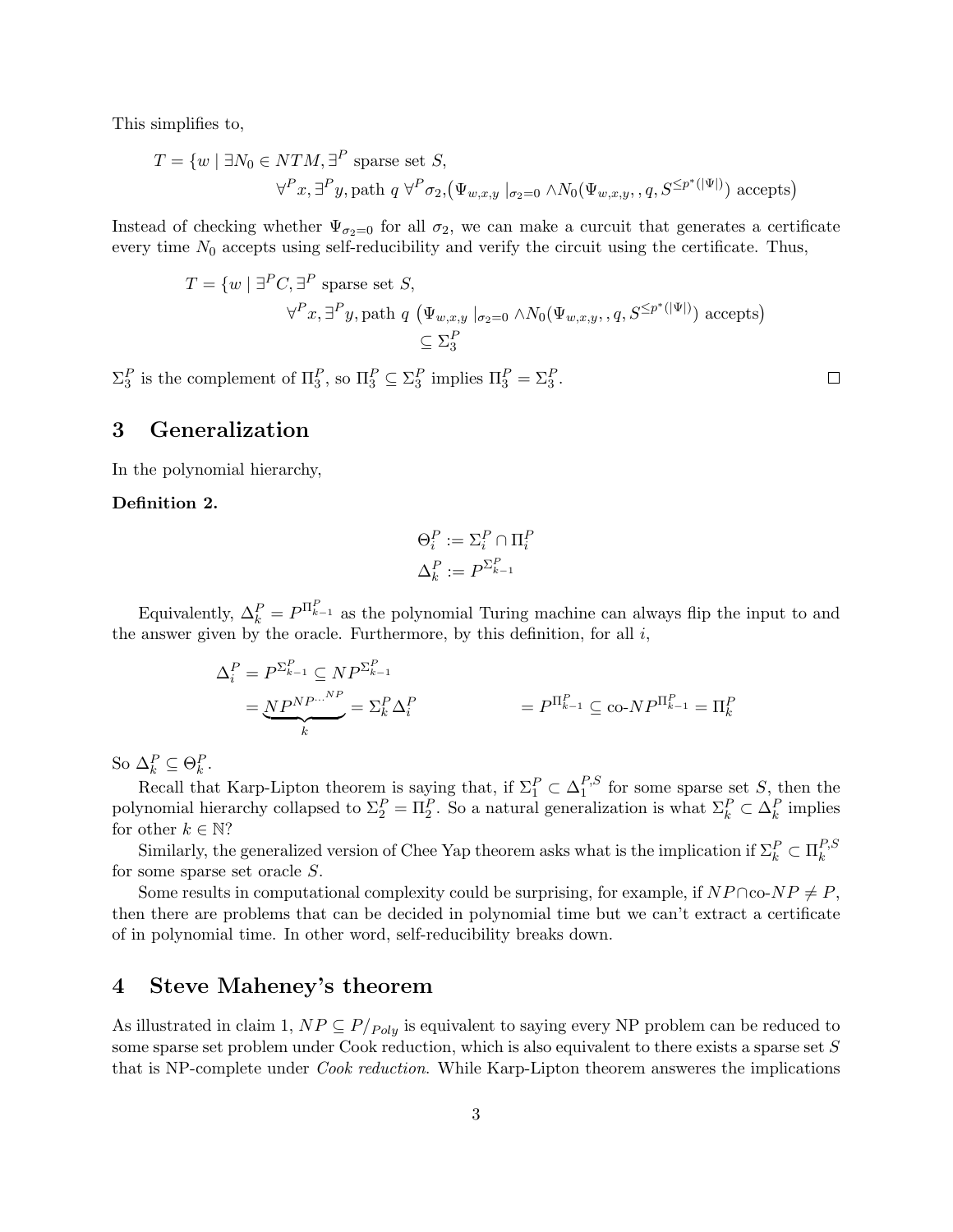This simplifies to,

$$T = \{w \mid \exists N_0 \in NTM, \exists^P \text{ sparse set } S,$$
$$\forall^P x, \exists^P y, \text{path } q\ \forall^P \sigma_2, \big(\Psi_{w,x,y} \mid_{\sigma_2=0} \wedge N_0(\Psi_{w,x,y},, q, S^{\leq p^*(|\Psi|)}) \text{ accepts}\big)$$

Instead of checking whether $\Psi_{\sigma_2=0}$ for all $\sigma_2$, we can make a curcuit that generates a certificate every time $N_0$ accepts using self-reducibility and verify the circuit using the certificate. Thus,

$$T = \{w \mid \exists^P C, \exists^P \text{ sparse set } S,$$
$$\forall^P x, \exists^P y, \text{path } q\ \big(\Psi_{w,x,y} \mid_{\sigma_2=0} \wedge N_0(\Psi_{w,x,y},, q, S^{\leq p^*(|\Psi|)}) \text{ accepts}\big)$$
$$\subseteq \Sigma_3^P$$

$\Sigma_3^P$ is the complement of $\Pi_3^P$, so $\Pi_3^P \subseteq \Sigma_3^P$ implies $\Pi_3^P = \Sigma_3^P$. □

# 3 Generalization

In the polynomial hierarchy,

**Definition 2.**

$$\Theta_i^P := \Sigma_i^P \cap \Pi_i^P$$
$$\Delta_k^P := P^{\Sigma_{k-1}^P}$$

Equivalently, $\Delta_k^P = P^{\Pi_{k-1}^P}$ as the polynomial Turing machine can always flip the input to and the answer given by the oracle. Furthermore, by this definition, for all $i$,

$$\Delta_i^P = P^{\Sigma_{k-1}^P} \subseteq NP^{\Sigma_{k-1}^P}$$
$$= \underbrace{NP^{NP^{\cdots^{NP}}}}_{k} = \Sigma_k^P \Delta_i^P \qquad = P^{\Pi_{k-1}^P} \subseteq \text{co-}NP^{\Pi_{k-1}^P} = \Pi_k^P$$

So $\Delta_k^P \subseteq \Theta_k^P$.

Recall that Karp-Lipton theorem is saying that, if $\Sigma_1^P \subset \Delta_1^{P,S}$ for some sparse set $S$, then the polynomial hierarchy collapsed to $\Sigma_2^P = \Pi_2^P$. So a natural generalization is what $\Sigma_k^P \subset \Delta_k^P$ implies for other $k \in \mathbb{N}$?

Similarly, the generalized version of Chee Yap theorem asks what is the implication if $\Sigma_k^P \subset \Pi_k^{P,S}$ for some sparse set oracle $S$.

Some results in computational complexity could be surprising, for example, if $NP \cap \text{co-}NP \neq P$, then there are problems that can be decided in polynomial time but we can't extract a certificate of in polynomial time. In other word, self-reducibility breaks down.

# 4 Steve Maheney's theorem

As illustrated in claim 1, $NP \subseteq P/_{Poly}$ is equivalent to saying every NP problem can be reduced to some sparse set problem under Cook reduction, which is also equivalent to there exists a sparse set $S$ that is NP-complete under *Cook reduction*. While Karp-Lipton theorem answeres the implications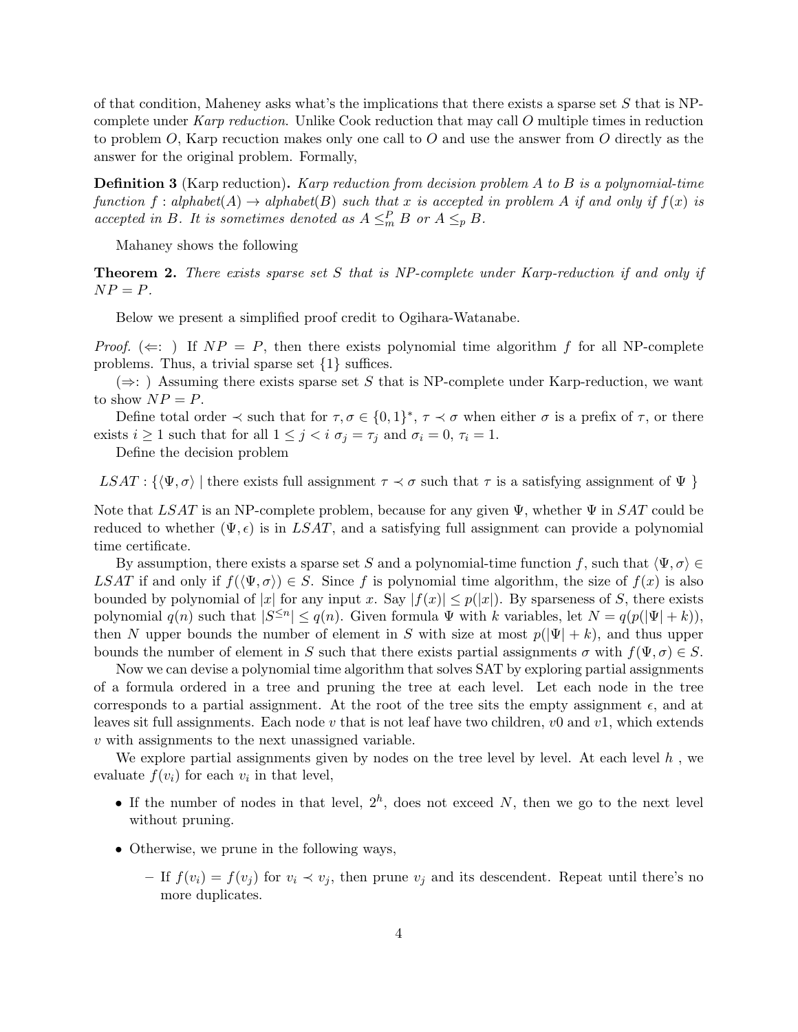of that condition, Maheney asks what's the implications that there exists a sparse set $S$ that is NP-complete under *Karp reduction*. Unlike Cook reduction that may call $O$ multiple times in reduction to problem $O$, Karp recuction makes only one call to $O$ and use the answer from $O$ directly as the answer for the original problem. Formally,

**Definition 3** (Karp reduction)**.** *Karp reduction from decision problem $A$ to $B$ is a polynomial-time function $f$ : alphabet($A$) $\to$ alphabet($B$) such that $x$ is accepted in problem $A$ if and only if $f(x)$ is accepted in $B$. It is sometimes denoted as $A \leq_m^P B$ or $A \leq_p B$.*

Mahaney shows the following

**Theorem 2.** *There exists sparse set $S$ that is NP-complete under Karp-reduction if and only if $NP = P$.*

Below we present a simplified proof credit to Ogihara-Watanabe.

*Proof.* ($\Leftarrow$: ) If $NP = P$, then there exists polynomial time algorithm $f$ for all NP-complete problems. Thus, a trivial sparse set $\{1\}$ suffices.

($\Rightarrow$: ) Assuming there exists sparse set $S$ that is NP-complete under Karp-reduction, we want to show $NP = P$.

Define total order $\prec$ such that for $\tau, \sigma \in \{0,1\}^*$, $\tau \prec \sigma$ when either $\sigma$ is a prefix of $\tau$, or there exists $i \geq 1$ such that for all $1 \leq j < i$ $\sigma_j = \tau_j$ and $\sigma_i = 0$, $\tau_i = 1$.

Define the decision problem

$$LSAT : \{\langle \Psi, \sigma \rangle \mid \text{there exists full assignment } \tau \prec \sigma \text{ such that } \tau \text{ is a satisfying assignment of } \Psi\ \}$$

Note that $LSAT$ is an NP-complete problem, because for any given $\Psi$, whether $\Psi$ in $SAT$ could be reduced to whether $(\Psi, \epsilon)$ is in $LSAT$, and a satisfying full assignment can provide a polynomial time certificate.

By assumption, there exists a sparse set $S$ and a polynomial-time function $f$, such that $\langle \Psi, \sigma \rangle \in LSAT$ if and only if $f(\langle \Psi, \sigma \rangle) \in S$. Since $f$ is polynomial time algorithm, the size of $f(x)$ is also bounded by polynomial of $|x|$ for any input $x$. Say $|f(x)| \leq p(|x|)$. By sparseness of $S$, there exists polynomial $q(n)$ such that $|S^{\leq n}| \leq q(n)$. Given formula $\Psi$ with $k$ variables, let $N = q(p(|\Psi| + k))$, then $N$ upper bounds the number of element in $S$ with size at most $p(|\Psi| + k)$, and thus upper bounds the number of element in $S$ such that there exists partial assignments $\sigma$ with $f(\Psi, \sigma) \in S$.

Now we can devise a polynomial time algorithm that solves SAT by exploring partial assignments of a formula ordered in a tree and pruning the tree at each level. Let each node in the tree corresponds to a partial assignment. At the root of the tree sits the empty assignment $\epsilon$, and at leaves sit full assignments. Each node $v$ that is not leaf have two children, $v0$ and $v1$, which extends $v$ with assignments to the next unassigned variable.

We explore partial assignments given by nodes on the tree level by level. At each level $h$ , we evaluate $f(v_i)$ for each $v_i$ in that level,

- If the number of nodes in that level, $2^h$, does not exceed $N$, then we go to the next level without pruning.
- Otherwise, we prune in the following ways,
  - If $f(v_i) = f(v_j)$ for $v_i \prec v_j$, then prune $v_j$ and its descendent. Repeat until there's no more duplicates.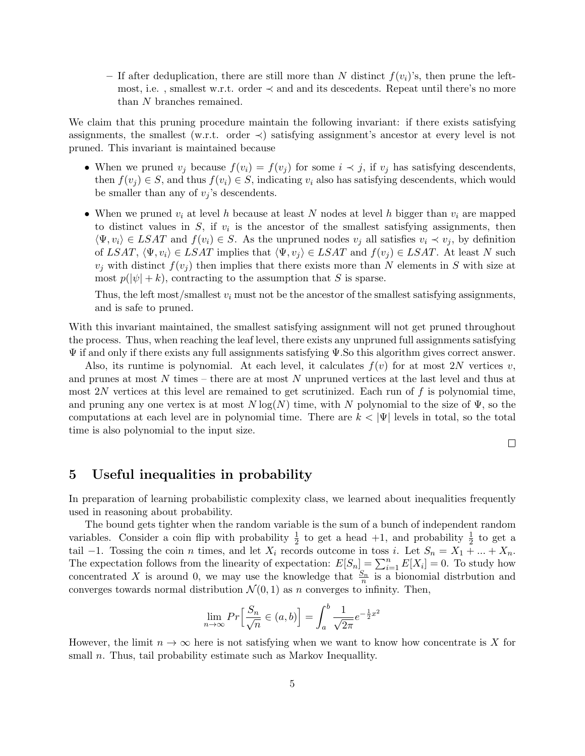- If after deduplication, there are still more than $N$ distinct $f(v_i)$'s, then prune the leftmost, i.e. , smallest w.r.t. order $\prec$ and and its descedents. Repeat until there's no more than $N$ branches remained.

We claim that this pruning procedure maintain the following invariant: if there exists satisfying assignments, the smallest (w.r.t. order $\prec$) satisfying assignment's ancestor at every level is not pruned. This invariant is maintained because

- When we pruned $v_j$ because $f(v_i) = f(v_j)$ for some $i \prec j$, if $v_j$ has satisfying descendents, then $f(v_j) \in S$, and thus $f(v_i) \in S$, indicating $v_i$ also has satisfying descendents, which would be smaller than any of $v_j$'s descendents.
- When we pruned $v_i$ at level $h$ because at least $N$ nodes at level $h$ bigger than $v_i$ are mapped to distinct values in $S$, if $v_i$ is the ancestor of the smallest satisfying assignments, then $\langle \Psi, v_i \rangle \in LSAT$ and $f(v_i) \in S$. As the unpruned nodes $v_j$ all satisfies $v_i \prec v_j$, by definition of $LSAT$, $\langle \Psi, v_i \rangle \in LSAT$ implies that $\langle \Psi, v_j \rangle \in LSAT$ and $f(v_j) \in LSAT$. At least $N$ such $v_j$ with distinct $f(v_j)$ then implies that there exists more than $N$ elements in $S$ with size at most $p(|\psi| + k)$, contracting to the assumption that $S$ is sparse.

  Thus, the left most/smallest $v_i$ must not be the ancestor of the smallest satisfying assignments, and is safe to pruned.

With this invariant maintained, the smallest satisfying assignment will not get pruned throughout the process. Thus, when reaching the leaf level, there exists any unpruned full assignments satisfying $\Psi$ if and only if there exists any full assignments satisfying $\Psi$.So this algorithm gives correct answer.

Also, its runtime is polynomial. At each level, it calculates $f(v)$ for at most $2N$ vertices $v$, and prunes at most $N$ times – there are at most $N$ unpruned vertices at the last level and thus at most $2N$ vertices at this level are remained to get scrutinized. Each run of $f$ is polynomial time, and pruning any one vertex is at most $N \log(N)$ time, with $N$ polynomial to the size of $\Psi$, so the computations at each level are in polynomial time. There are $k < |\Psi|$ levels in total, so the total time is also polynomial to the input size.

□

## 5 Useful inequalities in probability

In preparation of learning probabilistic complexity class, we learned about inequalities frequently used in reasoning about probability.

The bound gets tighter when the random variable is the sum of a bunch of independent random variables. Consider a coin flip with probability $\frac{1}{2}$ to get a head $+1$, and probability $\frac{1}{2}$ to get a tail $-1$. Tossing the coin $n$ times, and let $X_i$ records outcome in toss $i$. Let $S_n = X_1 + ... + X_n$. The expectation follows from the linearity of expectation: $E[S_n] = \sum_{i=1}^{n} E[X_i] = 0$. To study how concentrated $X$ is around 0, we may use the knowledge that $\frac{S_n}{n}$ is a bionomial distrbution and converges towards normal distribution $\mathcal{N}(0, 1)$ as $n$ converges to infinity. Then,

$$\lim_{n \to \infty} Pr\Big[\frac{S_n}{\sqrt{n}} \in (a, b)\Big] = \int_a^b \frac{1}{\sqrt{2\pi}} e^{-\frac{1}{2}x^2}$$

However, the limit $n \to \infty$ here is not satisfying when we want to know how concentrate is $X$ for small $n$. Thus, tail probability estimate such as Markov Inequallity.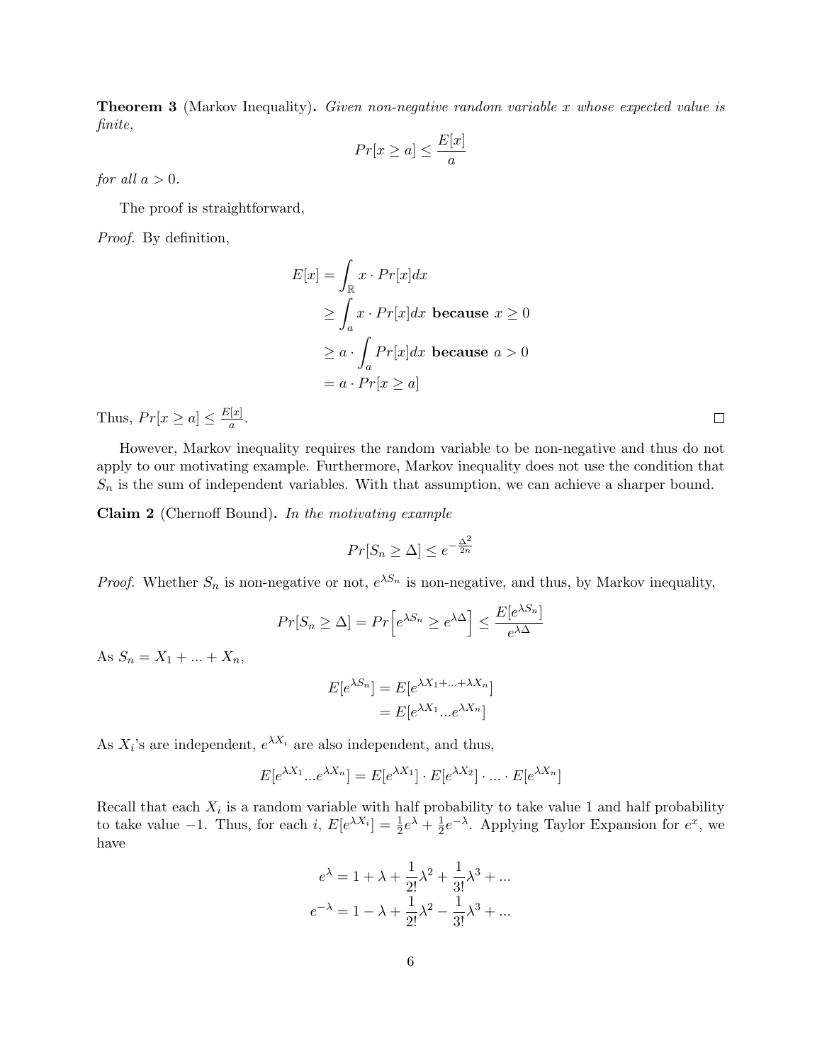**Theorem 3** (Markov Inequality)**.** *Given non-negative random variable $x$ whose expected value is finite,*

$$Pr[x \geq a] \leq \frac{E[x]}{a}$$

*for all $a > 0$.*

The proof is straightforward,

*Proof.* By definition,

$$\begin{aligned}
E[x] &= \int_{\mathbb{R}} x \cdot Pr[x] dx \\
&\geq \int_{a} x \cdot Pr[x] dx \textbf{ because } x \geq 0 \\
&\geq a \cdot \int_{a} Pr[x] dx \textbf{ because } a > 0 \\
&= a \cdot Pr[x \geq a]
\end{aligned}$$

Thus, $Pr[x \geq a] \leq \frac{E[x]}{a}$. ◻

However, Markov inequality requires the random variable to be non-negative and thus do not apply to our motivating example. Furthermore, Markov inequality does not use the condition that $S_n$ is the sum of independent variables. With that assumption, we can achieve a sharper bound.

**Claim 2** (Chernoff Bound)**.** *In the motivating example*

$$Pr[S_n \geq \Delta] \leq e^{-\frac{\Delta^2}{2n}}$$

*Proof.* Whether $S_n$ is non-negative or not, $e^{\lambda S_n}$ is non-negative, and thus, by Markov inequality,

$$Pr[S_n \geq \Delta] = Pr\Big[e^{\lambda S_n} \geq e^{\lambda \Delta}\Big] \leq \frac{E[e^{\lambda S_n}]}{e^{\lambda \Delta}}$$

As $S_n = X_1 + ... + X_n$,

$$\begin{aligned}
E[e^{\lambda S_n}] &= E[e^{\lambda X_1 + ... + \lambda X_n}] \\
&= E[e^{\lambda X_1} ... e^{\lambda X_n}]
\end{aligned}$$

As $X_i$'s are independent, $e^{\lambda X_i}$ are also independent, and thus,

$$E[e^{\lambda X_1} ... e^{\lambda X_n}] = E[e^{\lambda X_1}] \cdot E[e^{\lambda X_2}] \cdot ... \cdot E[e^{\lambda X_n}]$$

Recall that each $X_i$ is a random variable with half probability to take value 1 and half probability to take value $-1$. Thus, for each $i$, $E[e^{\lambda X_i}] = \frac{1}{2}e^{\lambda} + \frac{1}{2}e^{-\lambda}$. Applying Taylor Expansion for $e^x$, we have

$$\begin{aligned}
e^{\lambda} &= 1 + \lambda + \frac{1}{2!}\lambda^2 + \frac{1}{3!}\lambda^3 + ... \\
e^{-\lambda} &= 1 - \lambda + \frac{1}{2!}\lambda^2 - \frac{1}{3!}\lambda^3 + ...
\end{aligned}$$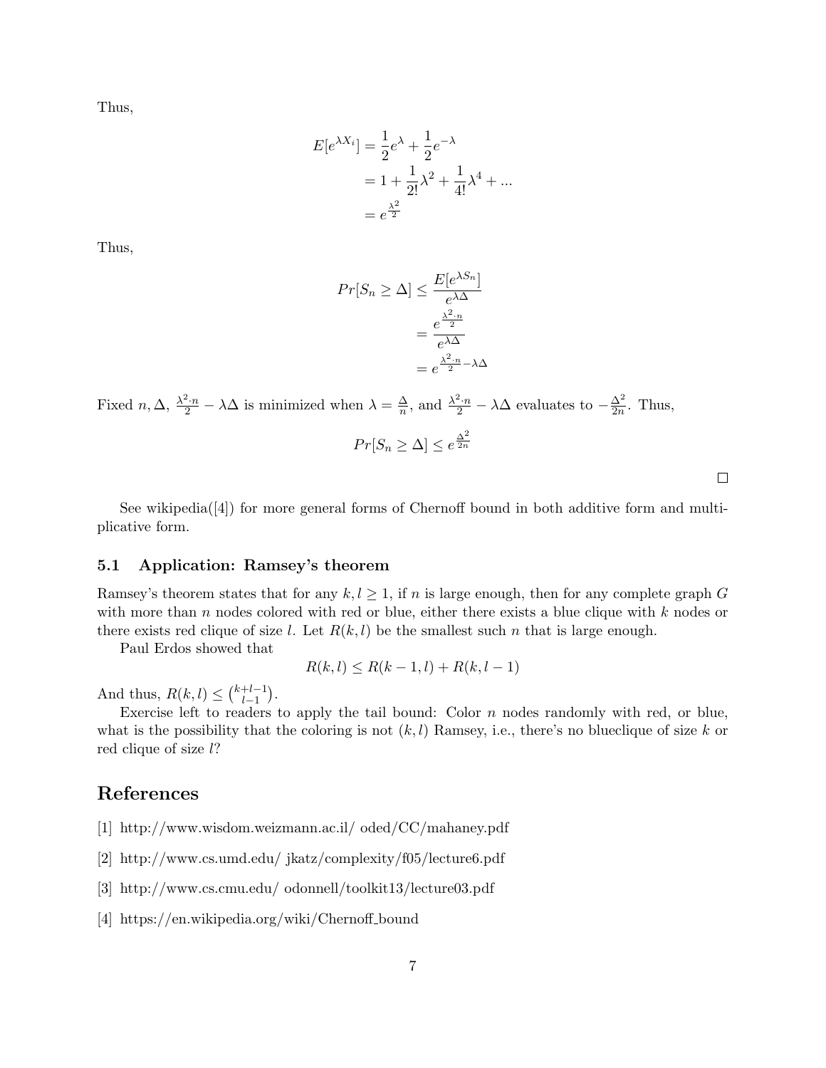Thus,

$$
\begin{aligned}
E[e^{\lambda X_i}] &= \frac{1}{2}e^{\lambda} + \frac{1}{2}e^{-\lambda} \\
&= 1 + \frac{1}{2!}\lambda^2 + \frac{1}{4!}\lambda^4 + ... \\
&= e^{\frac{\lambda^2}{2}}
\end{aligned}
$$

Thus,

$$
\begin{aligned}
Pr[S_n \geq \Delta] &\leq \frac{E[e^{\lambda S_n}]}{e^{\lambda \Delta}} \\
&= \frac{e^{\frac{\lambda^2 \cdot n}{2}}}{e^{\lambda \Delta}} \\
&= e^{\frac{\lambda^2 \cdot n}{2} - \lambda \Delta}
\end{aligned}
$$

Fixed $n, \Delta$, $\frac{\lambda^2 \cdot n}{2} - \lambda\Delta$ is minimized when $\lambda = \frac{\Delta}{n}$, and $\frac{\lambda^2 \cdot n}{2} - \lambda\Delta$ evaluates to $-\frac{\Delta^2}{2n}$. Thus,

$$
Pr[S_n \geq \Delta] \leq e^{\frac{\Delta^2}{2n}}
$$

□

See wikipedia([4]) for more general forms of Chernoff bound in both additive form and multiplicative form.

### 5.1 Application: Ramsey's theorem

Ramsey's theorem states that for any $k, l \geq 1$, if $n$ is large enough, then for any complete graph $G$ with more than $n$ nodes colored with red or blue, either there exists a blue clique with $k$ nodes or there exists red clique of size $l$. Let $R(k, l)$ be the smallest such $n$ that is large enough.

Paul Erdos showed that

$$
R(k, l) \leq R(k-1, l) + R(k, l-1)
$$

And thus, $R(k, l) \leq \binom{k+l-1}{l-1}$.

Exercise left to readers to apply the tail bound: Color $n$ nodes randomly with red, or blue, what is the possibility that the coloring is not $(k, l)$ Ramsey, i.e., there's no blueclique of size $k$ or red clique of size $l$?

## References

[1] http://www.wisdom.weizmann.ac.il/ oded/CC/mahaney.pdf

[2] http://www.cs.umd.edu/ jkatz/complexity/f05/lecture6.pdf

[3] http://www.cs.cmu.edu/ odonnell/toolkit13/lecture03.pdf

[4] https://en.wikipedia.org/wiki/Chernoff_bound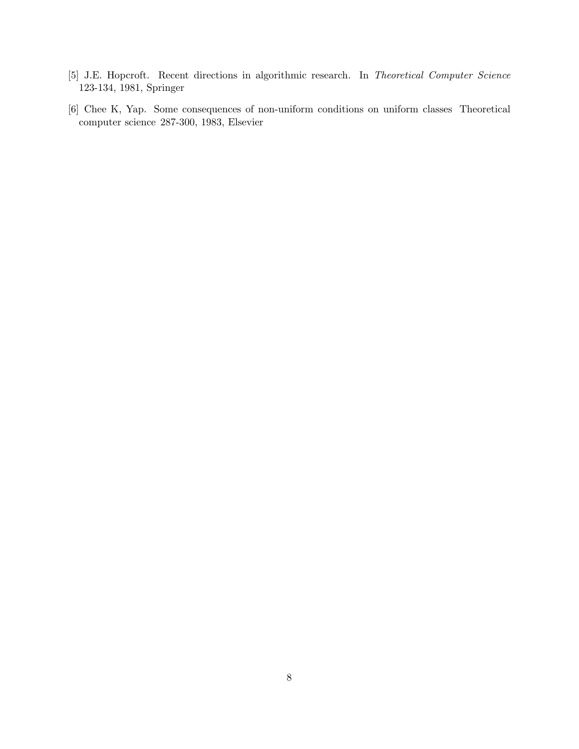[5] J.E. Hopcroft. Recent directions in algorithmic research. In *Theoretical Computer Science* 123-134, 1981, Springer

[6] Chee K, Yap. Some consequences of non-uniform conditions on uniform classes Theoretical computer science 287-300, 1983, Elsevier